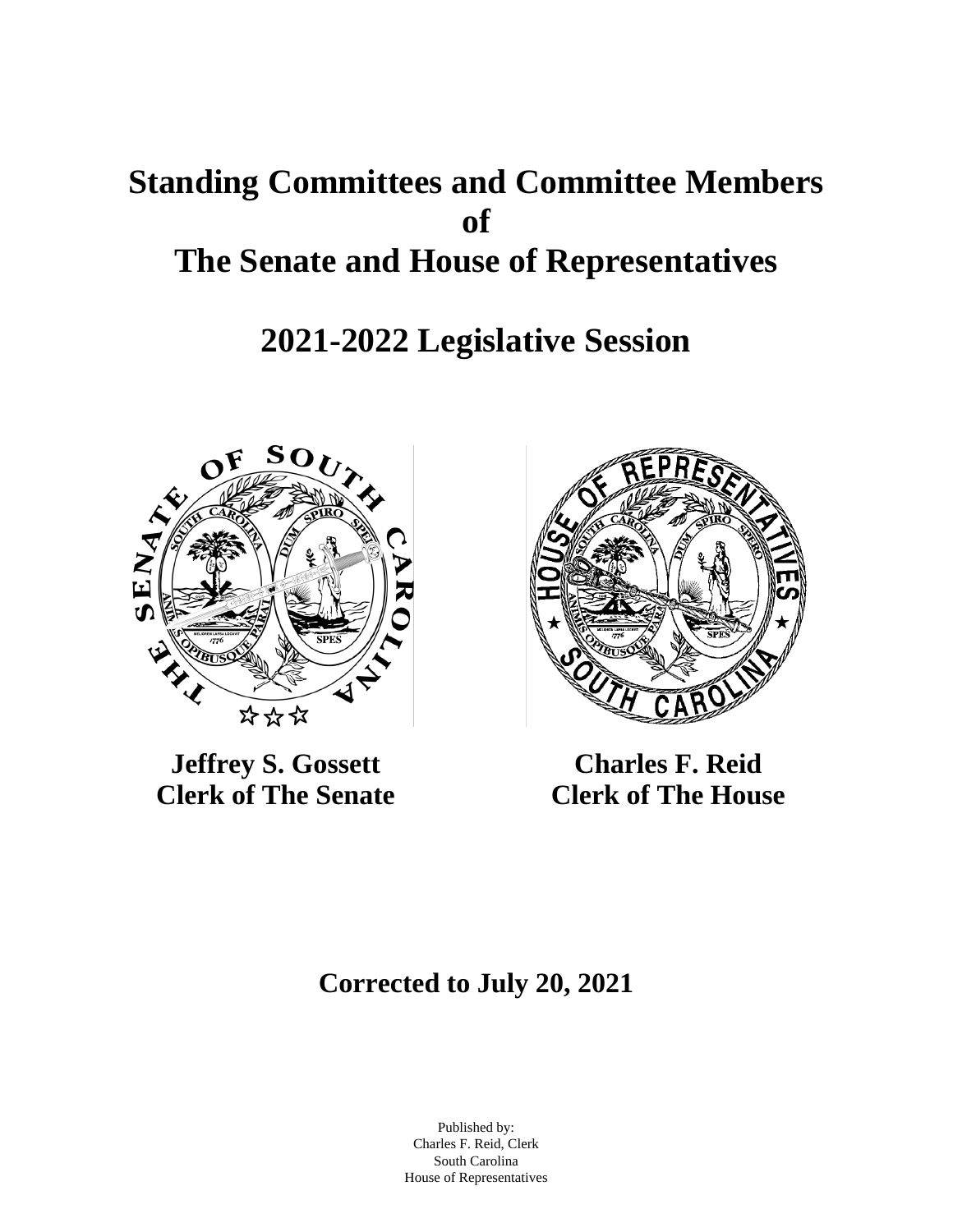# Standing Committees and Committee Members of The Senate and House of Representatives

## 2021-2022 Legislative Session

**Jeffrey S. Gossett**
**Clerk of The Senate**

**Charles F. Reid**
**Clerk of The House**

## Corrected to July 20, 2021

Published by:
Charles F. Reid, Clerk
South Carolina
House of Representatives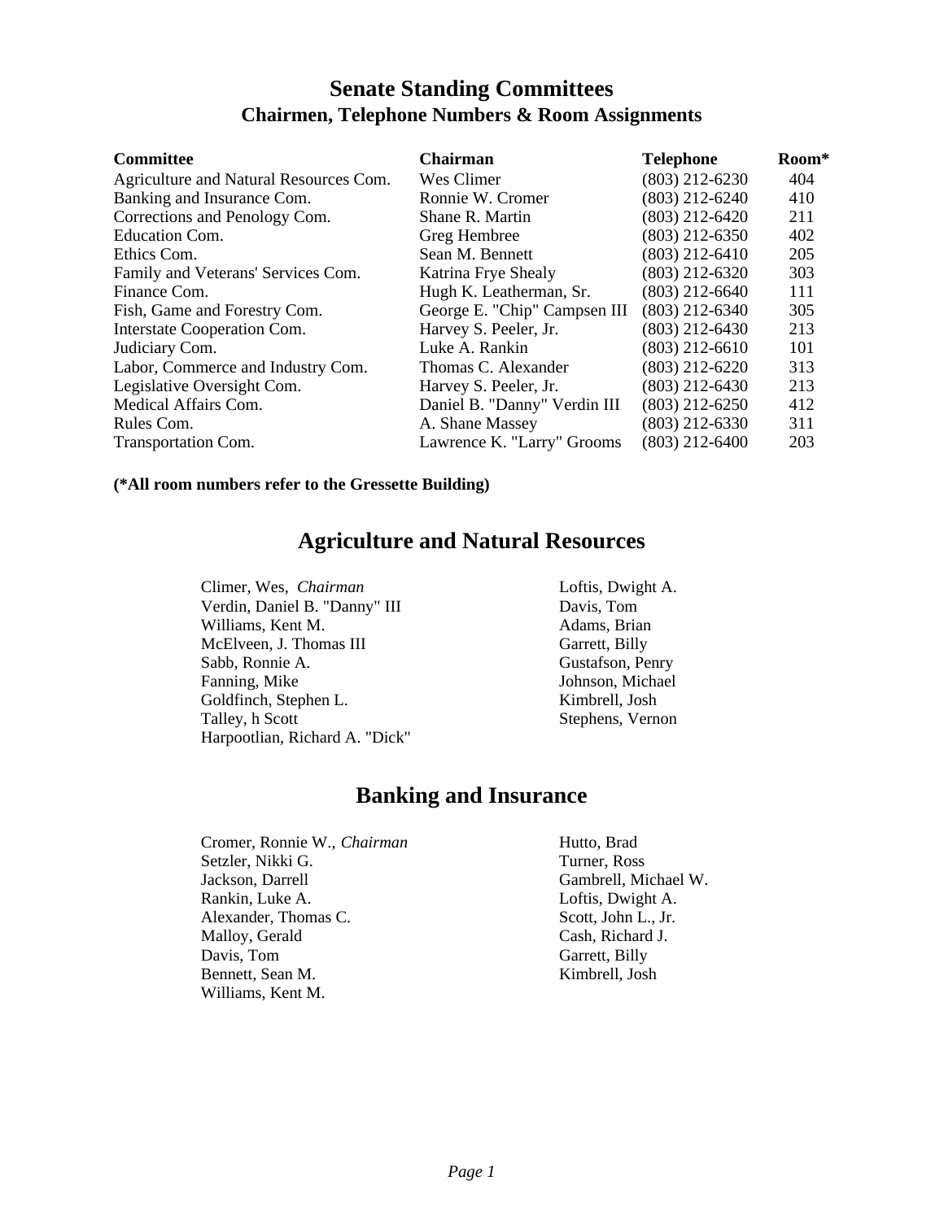# Senate Standing Committees

## Chairmen, Telephone Numbers & Room Assignments

| Committee | Chairman | Telephone | Room* |
|---|---|---|---|
| Agriculture and Natural Resources Com. | Wes Climer | (803) 212-6230 | 404 |
| Banking and Insurance Com. | Ronnie W. Cromer | (803) 212-6240 | 410 |
| Corrections and Penology Com. | Shane R. Martin | (803) 212-6420 | 211 |
| Education Com. | Greg Hembree | (803) 212-6350 | 402 |
| Ethics Com. | Sean M. Bennett | (803) 212-6410 | 205 |
| Family and Veterans' Services Com. | Katrina Frye Shealy | (803) 212-6320 | 303 |
| Finance Com. | Hugh K. Leatherman, Sr. | (803) 212-6640 | 111 |
| Fish, Game and Forestry Com. | George E. "Chip" Campsen III | (803) 212-6340 | 305 |
| Interstate Cooperation Com. | Harvey S. Peeler, Jr. | (803) 212-6430 | 213 |
| Judiciary Com. | Luke A. Rankin | (803) 212-6610 | 101 |
| Labor, Commerce and Industry Com. | Thomas C. Alexander | (803) 212-6220 | 313 |
| Legislative Oversight Com. | Harvey S. Peeler, Jr. | (803) 212-6430 | 213 |
| Medical Affairs Com. | Daniel B. "Danny" Verdin III | (803) 212-6250 | 412 |
| Rules Com. | A. Shane Massey | (803) 212-6330 | 311 |
| Transportation Com. | Lawrence K. "Larry" Grooms | (803) 212-6400 | 203 |

**(*All room numbers refer to the Gressette Building)**

## Agriculture and Natural Resources

Climer, Wes, *Chairman*
Verdin, Daniel B. "Danny" III
Williams, Kent M.
McElveen, J. Thomas III
Sabb, Ronnie A.
Fanning, Mike
Goldfinch, Stephen L.
Talley, h Scott
Harpootlian, Richard A. "Dick"
Loftis, Dwight A.
Davis, Tom
Adams, Brian
Garrett, Billy
Gustafson, Penry
Johnson, Michael
Kimbrell, Josh
Stephens, Vernon

## Banking and Insurance

Cromer, Ronnie W., *Chairman*
Setzler, Nikki G.
Jackson, Darrell
Rankin, Luke A.
Alexander, Thomas C.
Malloy, Gerald
Davis, Tom
Bennett, Sean M.
Williams, Kent M.
Hutto, Brad
Turner, Ross
Gambrell, Michael W.
Loftis, Dwight A.
Scott, John L., Jr.
Cash, Richard J.
Garrett, Billy
Kimbrell, Josh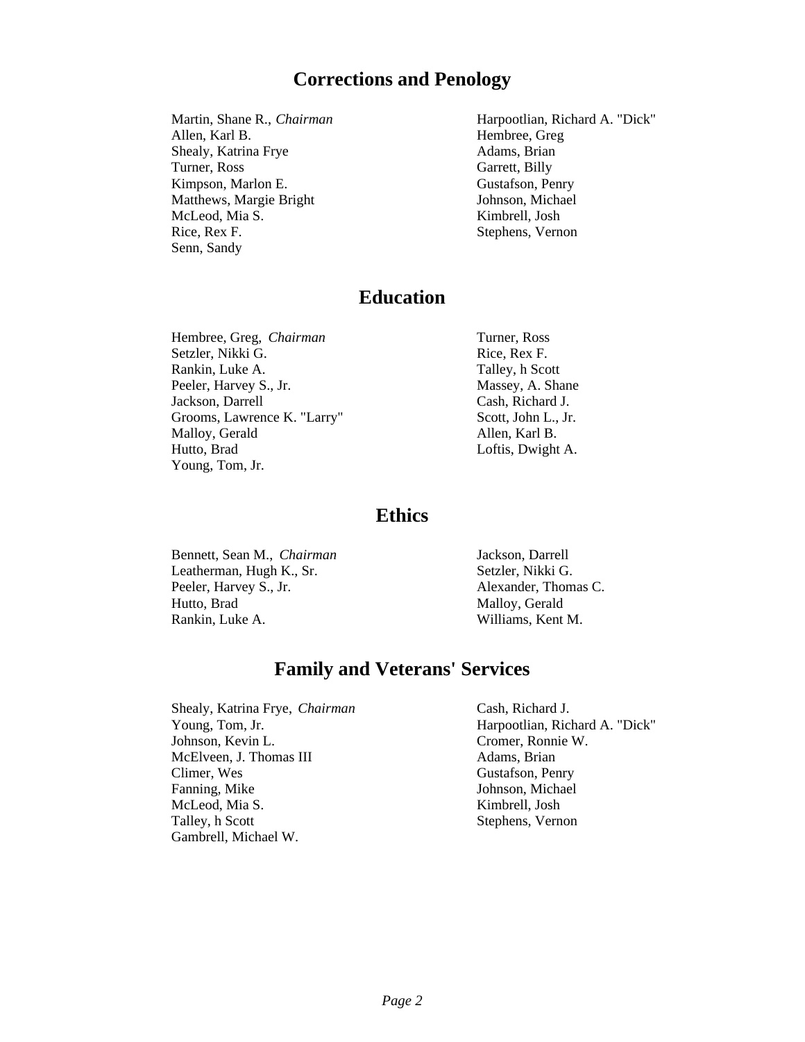## Corrections and Penology

Martin, Shane R., *Chairman*
Allen, Karl B.
Shealy, Katrina Frye
Turner, Ross
Kimpson, Marlon E.
Matthews, Margie Bright
McLeod, Mia S.
Rice, Rex F.
Senn, Sandy
Harpootlian, Richard A. "Dick"
Hembree, Greg
Adams, Brian
Garrett, Billy
Gustafson, Penry
Johnson, Michael
Kimbrell, Josh
Stephens, Vernon

## Education

Hembree, Greg, *Chairman*
Setzler, Nikki G.
Rankin, Luke A.
Peeler, Harvey S., Jr.
Jackson, Darrell
Grooms, Lawrence K. "Larry"
Malloy, Gerald
Hutto, Brad
Young, Tom, Jr.
Turner, Ross
Rice, Rex F.
Talley, h Scott
Massey, A. Shane
Cash, Richard J.
Scott, John L., Jr.
Allen, Karl B.
Loftis, Dwight A.

## Ethics

Bennett, Sean M., *Chairman*
Leatherman, Hugh K., Sr.
Peeler, Harvey S., Jr.
Hutto, Brad
Rankin, Luke A.
Jackson, Darrell
Setzler, Nikki G.
Alexander, Thomas C.
Malloy, Gerald
Williams, Kent M.

## Family and Veterans' Services

Shealy, Katrina Frye, *Chairman*
Young, Tom, Jr.
Johnson, Kevin L.
McElveen, J. Thomas III
Climer, Wes
Fanning, Mike
McLeod, Mia S.
Talley, h Scott
Gambrell, Michael W.
Cash, Richard J.
Harpootlian, Richard A. "Dick"
Cromer, Ronnie W.
Adams, Brian
Gustafson, Penry
Johnson, Michael
Kimbrell, Josh
Stephens, Vernon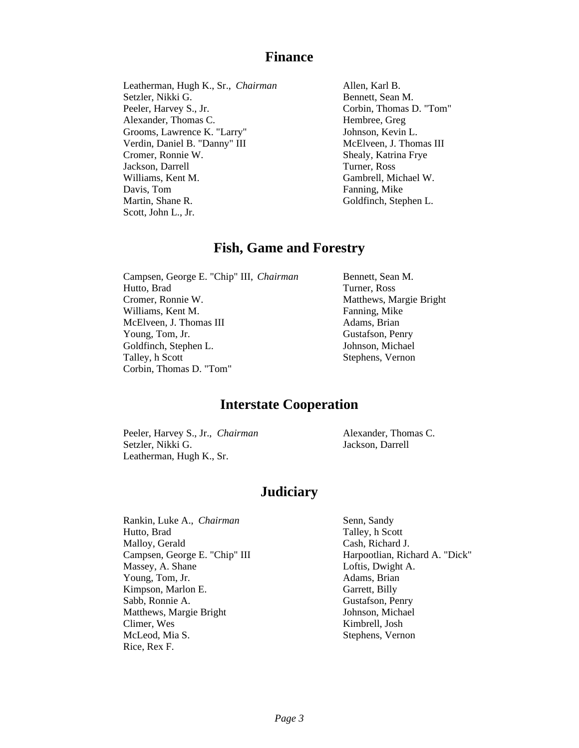## Finance

Leatherman, Hugh K., Sr., *Chairman*
Setzler, Nikki G.
Peeler, Harvey S., Jr.
Alexander, Thomas C.
Grooms, Lawrence K. "Larry"
Verdin, Daniel B. "Danny" III
Cromer, Ronnie W.
Jackson, Darrell
Williams, Kent M.
Davis, Tom
Martin, Shane R.
Scott, John L., Jr.
Allen, Karl B.
Bennett, Sean M.
Corbin, Thomas D. "Tom"
Hembree, Greg
Johnson, Kevin L.
McElveen, J. Thomas III
Shealy, Katrina Frye
Turner, Ross
Gambrell, Michael W.
Fanning, Mike
Goldfinch, Stephen L.

## Fish, Game and Forestry

Campsen, George E. "Chip" III, *Chairman*
Hutto, Brad
Cromer, Ronnie W.
Williams, Kent M.
McElveen, J. Thomas III
Young, Tom, Jr.
Goldfinch, Stephen L.
Talley, h Scott
Corbin, Thomas D. "Tom"
Bennett, Sean M.
Turner, Ross
Matthews, Margie Bright
Fanning, Mike
Adams, Brian
Gustafson, Penry
Johnson, Michael
Stephens, Vernon

## Interstate Cooperation

Peeler, Harvey S., Jr., *Chairman*
Setzler, Nikki G.
Leatherman, Hugh K., Sr.
Alexander, Thomas C.
Jackson, Darrell

## Judiciary

Rankin, Luke A., *Chairman*
Hutto, Brad
Malloy, Gerald
Campsen, George E. "Chip" III
Massey, A. Shane
Young, Tom, Jr.
Kimpson, Marlon E.
Sabb, Ronnie A.
Matthews, Margie Bright
Climer, Wes
McLeod, Mia S.
Rice, Rex F.
Senn, Sandy
Talley, h Scott
Cash, Richard J.
Harpootlian, Richard A. "Dick"
Loftis, Dwight A.
Adams, Brian
Garrett, Billy
Gustafson, Penry
Johnson, Michael
Kimbrell, Josh
Stephens, Vernon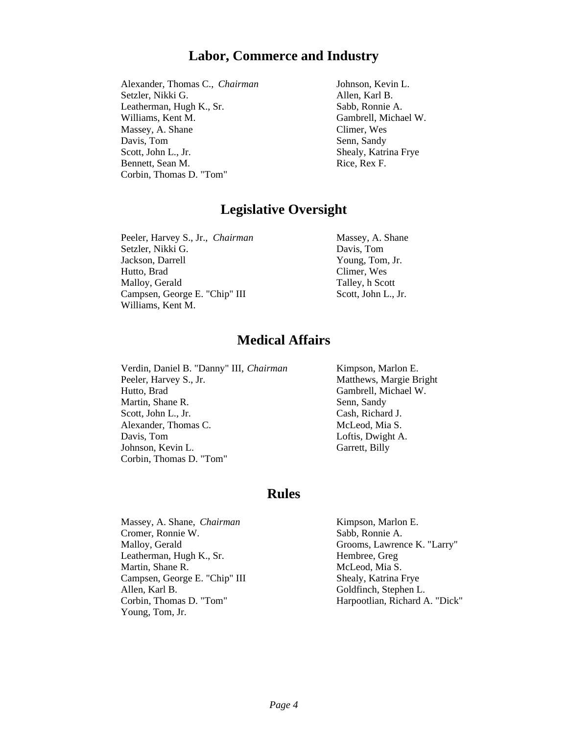## Labor, Commerce and Industry

Alexander, Thomas C., *Chairman*
Setzler, Nikki G.
Leatherman, Hugh K., Sr.
Williams, Kent M.
Massey, A. Shane
Davis, Tom
Scott, John L., Jr.
Bennett, Sean M.
Corbin, Thomas D. "Tom"
Johnson, Kevin L.
Allen, Karl B.
Sabb, Ronnie A.
Gambrell, Michael W.
Climer, Wes
Senn, Sandy
Shealy, Katrina Frye
Rice, Rex F.

## Legislative Oversight

Peeler, Harvey S., Jr., *Chairman*
Setzler, Nikki G.
Jackson, Darrell
Hutto, Brad
Malloy, Gerald
Campsen, George E. "Chip" III
Williams, Kent M.
Massey, A. Shane
Davis, Tom
Young, Tom, Jr.
Climer, Wes
Talley, h Scott
Scott, John L., Jr.

## Medical Affairs

Verdin, Daniel B. "Danny" III, *Chairman*
Peeler, Harvey S., Jr.
Hutto, Brad
Martin, Shane R.
Scott, John L., Jr.
Alexander, Thomas C.
Davis, Tom
Johnson, Kevin L.
Corbin, Thomas D. "Tom"
Kimpson, Marlon E.
Matthews, Margie Bright
Gambrell, Michael W.
Senn, Sandy
Cash, Richard J.
McLeod, Mia S.
Loftis, Dwight A.
Garrett, Billy

## Rules

Massey, A. Shane, *Chairman*
Cromer, Ronnie W.
Malloy, Gerald
Leatherman, Hugh K., Sr.
Martin, Shane R.
Campsen, George E. "Chip" III
Allen, Karl B.
Corbin, Thomas D. "Tom"
Young, Tom, Jr.
Kimpson, Marlon E.
Sabb, Ronnie A.
Grooms, Lawrence K. "Larry"
Hembree, Greg
McLeod, Mia S.
Shealy, Katrina Frye
Goldfinch, Stephen L.
Harpootlian, Richard A. "Dick"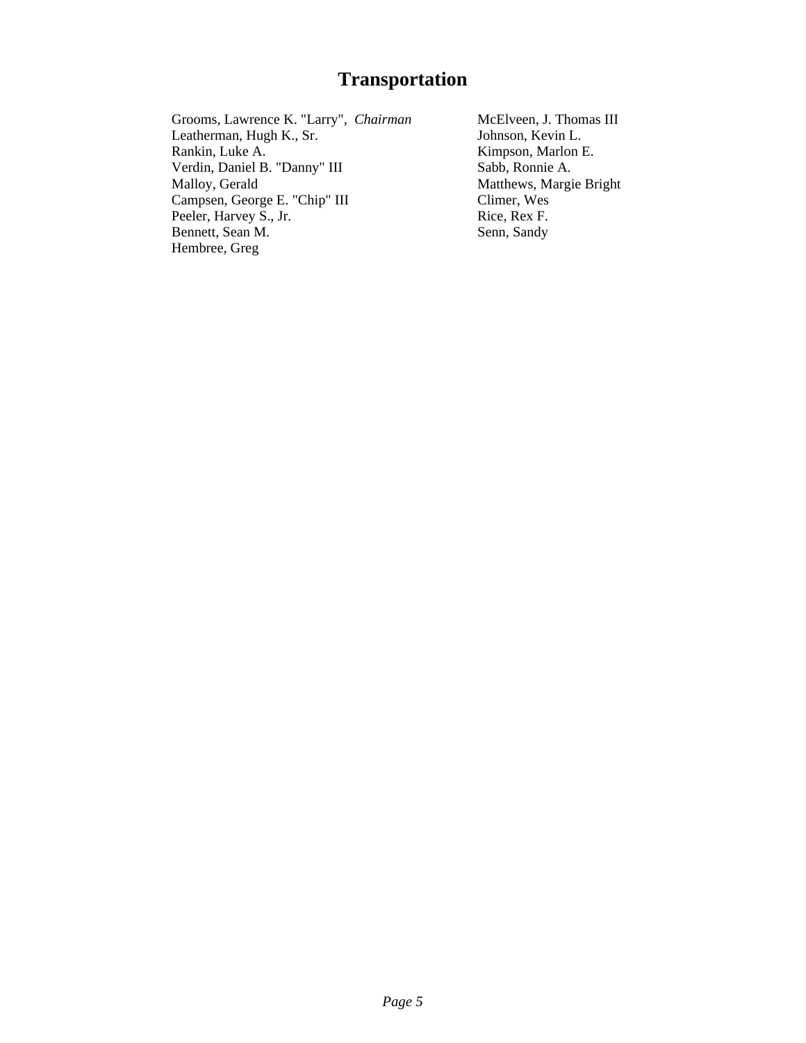# Transportation

Grooms, Lawrence K. "Larry", *Chairman*
Leatherman, Hugh K., Sr.
Rankin, Luke A.
Verdin, Daniel B. "Danny" III
Malloy, Gerald
Campsen, George E. "Chip" III
Peeler, Harvey S., Jr.
Bennett, Sean M.
Hembree, Greg
McElveen, J. Thomas III
Johnson, Kevin L.
Kimpson, Marlon E.
Sabb, Ronnie A.
Matthews, Margie Bright
Climer, Wes
Rice, Rex F.
Senn, Sandy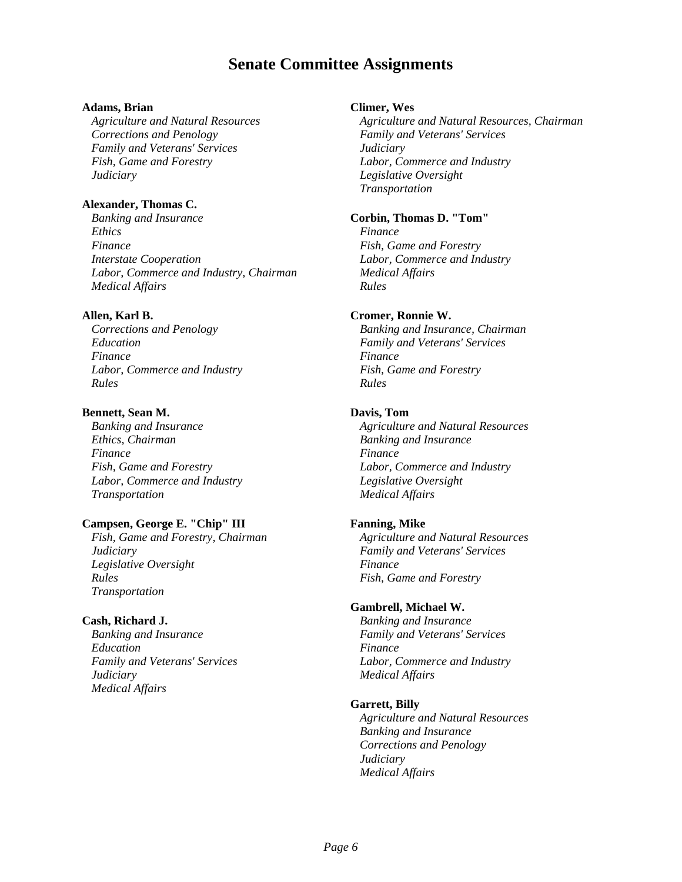# Senate Committee Assignments

**Adams, Brian**
*Agriculture and Natural Resources*
*Corrections and Penology*
*Family and Veterans' Services*
*Fish, Game and Forestry*
*Judiciary*

**Alexander, Thomas C.**
*Banking and Insurance*
*Ethics*
*Finance*
*Interstate Cooperation*
*Labor, Commerce and Industry, Chairman*
*Medical Affairs*

**Allen, Karl B.**
*Corrections and Penology*
*Education*
*Finance*
*Labor, Commerce and Industry*
*Rules*

**Bennett, Sean M.**
*Banking and Insurance*
*Ethics, Chairman*
*Finance*
*Fish, Game and Forestry*
*Labor, Commerce and Industry*
*Transportation*

**Campsen, George E. "Chip" III**
*Fish, Game and Forestry, Chairman*
*Judiciary*
*Legislative Oversight*
*Rules*
*Transportation*

**Cash, Richard J.**
*Banking and Insurance*
*Education*
*Family and Veterans' Services*
*Judiciary*
*Medical Affairs*

**Climer, Wes**
*Agriculture and Natural Resources, Chairman*
*Family and Veterans' Services*
*Judiciary*
*Labor, Commerce and Industry*
*Legislative Oversight*
*Transportation*

**Corbin, Thomas D. "Tom"**
*Finance*
*Fish, Game and Forestry*
*Labor, Commerce and Industry*
*Medical Affairs*
*Rules*

**Cromer, Ronnie W.**
*Banking and Insurance, Chairman*
*Family and Veterans' Services*
*Finance*
*Fish, Game and Forestry*
*Rules*

**Davis, Tom**
*Agriculture and Natural Resources*
*Banking and Insurance*
*Finance*
*Labor, Commerce and Industry*
*Legislative Oversight*
*Medical Affairs*

**Fanning, Mike**
*Agriculture and Natural Resources*
*Family and Veterans' Services*
*Finance*
*Fish, Game and Forestry*

**Gambrell, Michael W.**
*Banking and Insurance*
*Family and Veterans' Services*
*Finance*
*Labor, Commerce and Industry*
*Medical Affairs*

**Garrett, Billy**
*Agriculture and Natural Resources*
*Banking and Insurance*
*Corrections and Penology*
*Judiciary*
*Medical Affairs*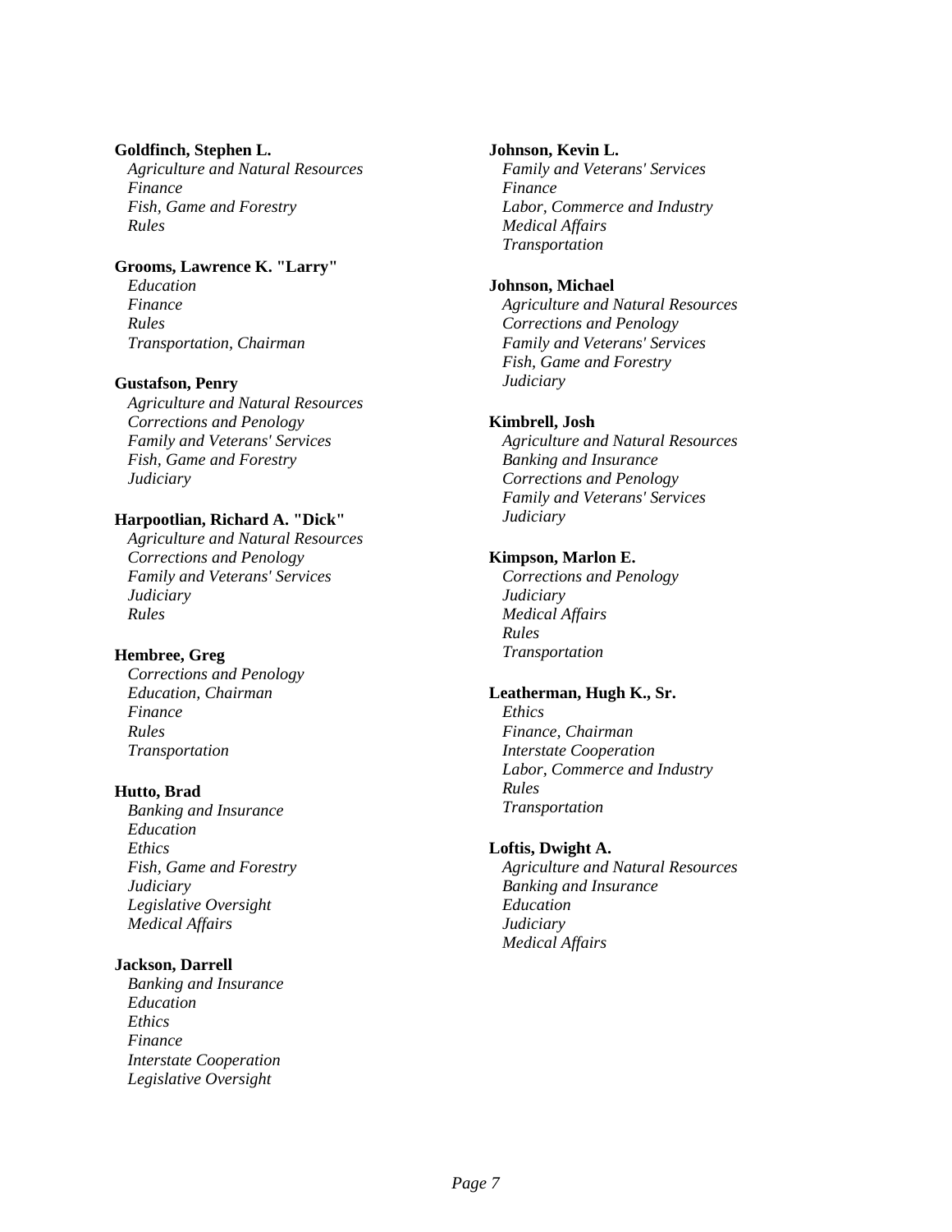**Goldfinch, Stephen L.**
*Agriculture and Natural Resources*
*Finance*
*Fish, Game and Forestry*
*Rules*

**Grooms, Lawrence K. "Larry"**
*Education*
*Finance*
*Rules*
*Transportation, Chairman*

**Gustafson, Penry**
*Agriculture and Natural Resources*
*Corrections and Penology*
*Family and Veterans' Services*
*Fish, Game and Forestry*
*Judiciary*

**Harpootlian, Richard A. "Dick"**
*Agriculture and Natural Resources*
*Corrections and Penology*
*Family and Veterans' Services*
*Judiciary*
*Rules*

**Hembree, Greg**
*Corrections and Penology*
*Education, Chairman*
*Finance*
*Rules*
*Transportation*

**Hutto, Brad**
*Banking and Insurance*
*Education*
*Ethics*
*Fish, Game and Forestry*
*Judiciary*
*Legislative Oversight*
*Medical Affairs*

**Jackson, Darrell**
*Banking and Insurance*
*Education*
*Ethics*
*Finance*
*Interstate Cooperation*
*Legislative Oversight*

**Johnson, Kevin L.**
*Family and Veterans' Services*
*Finance*
*Labor, Commerce and Industry*
*Medical Affairs*
*Transportation*

**Johnson, Michael**
*Agriculture and Natural Resources*
*Corrections and Penology*
*Family and Veterans' Services*
*Fish, Game and Forestry*
*Judiciary*

**Kimbrell, Josh**
*Agriculture and Natural Resources*
*Banking and Insurance*
*Corrections and Penology*
*Family and Veterans' Services*
*Judiciary*

**Kimpson, Marlon E.**
*Corrections and Penology*
*Judiciary*
*Medical Affairs*
*Rules*
*Transportation*

**Leatherman, Hugh K., Sr.**
*Ethics*
*Finance, Chairman*
*Interstate Cooperation*
*Labor, Commerce and Industry*
*Rules*
*Transportation*

**Loftis, Dwight A.**
*Agriculture and Natural Resources*
*Banking and Insurance*
*Education*
*Judiciary*
*Medical Affairs*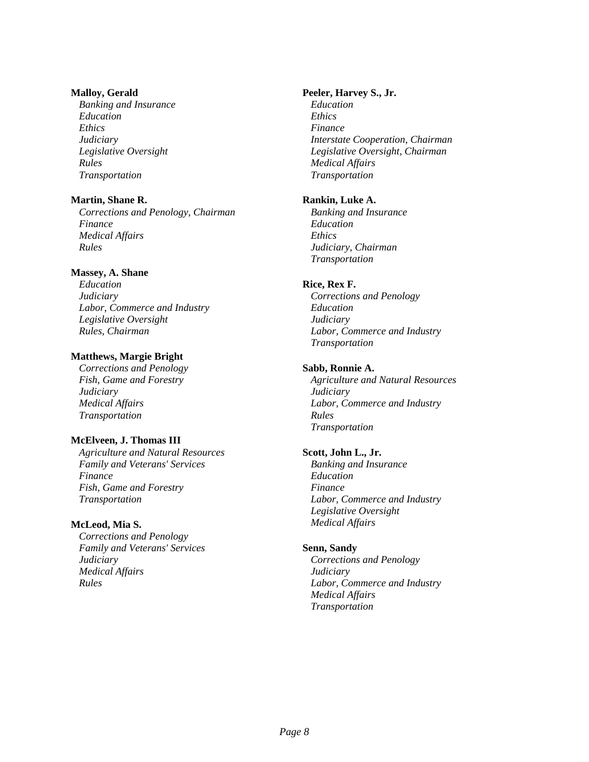**Malloy, Gerald**
*Banking and Insurance*
*Education*
*Ethics*
*Judiciary*
*Legislative Oversight*
*Rules*
*Transportation*

**Martin, Shane R.**
*Corrections and Penology, Chairman*
*Finance*
*Medical Affairs*
*Rules*

**Massey, A. Shane**
*Education*
*Judiciary*
*Labor, Commerce and Industry*
*Legislative Oversight*
*Rules, Chairman*

**Matthews, Margie Bright**
*Corrections and Penology*
*Fish, Game and Forestry*
*Judiciary*
*Medical Affairs*
*Transportation*

**McElveen, J. Thomas III**
*Agriculture and Natural Resources*
*Family and Veterans' Services*
*Finance*
*Fish, Game and Forestry*
*Transportation*

**McLeod, Mia S.**
*Corrections and Penology*
*Family and Veterans' Services*
*Judiciary*
*Medical Affairs*
*Rules*

**Peeler, Harvey S., Jr.**
*Education*
*Ethics*
*Finance*
*Interstate Cooperation, Chairman*
*Legislative Oversight, Chairman*
*Medical Affairs*
*Transportation*

**Rankin, Luke A.**
*Banking and Insurance*
*Education*
*Ethics*
*Judiciary, Chairman*
*Transportation*

**Rice, Rex F.**
*Corrections and Penology*
*Education*
*Judiciary*
*Labor, Commerce and Industry*
*Transportation*

**Sabb, Ronnie A.**
*Agriculture and Natural Resources*
*Judiciary*
*Labor, Commerce and Industry*
*Rules*
*Transportation*

**Scott, John L., Jr.**
*Banking and Insurance*
*Education*
*Finance*
*Labor, Commerce and Industry*
*Legislative Oversight*
*Medical Affairs*

**Senn, Sandy**
*Corrections and Penology*
*Judiciary*
*Labor, Commerce and Industry*
*Medical Affairs*
*Transportation*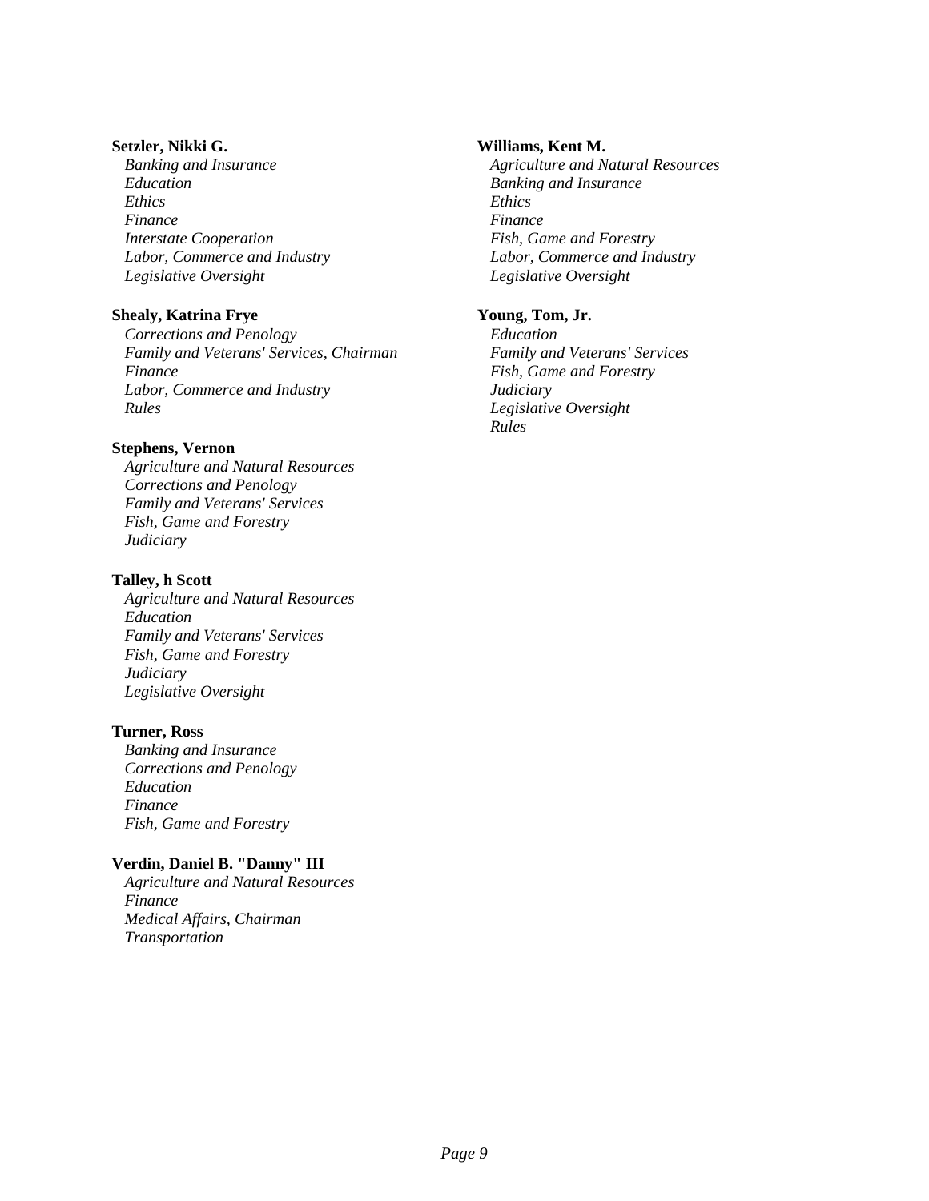**Setzler, Nikki G.**
*Banking and Insurance*
*Education*
*Ethics*
*Finance*
*Interstate Cooperation*
*Labor, Commerce and Industry*
*Legislative Oversight*

**Shealy, Katrina Frye**
*Corrections and Penology*
*Family and Veterans' Services, Chairman*
*Finance*
*Labor, Commerce and Industry*
*Rules*

**Stephens, Vernon**
*Agriculture and Natural Resources*
*Corrections and Penology*
*Family and Veterans' Services*
*Fish, Game and Forestry*
*Judiciary*

**Talley, h Scott**
*Agriculture and Natural Resources*
*Education*
*Family and Veterans' Services*
*Fish, Game and Forestry*
*Judiciary*
*Legislative Oversight*

**Turner, Ross**
*Banking and Insurance*
*Corrections and Penology*
*Education*
*Finance*
*Fish, Game and Forestry*

**Verdin, Daniel B. "Danny" III**
*Agriculture and Natural Resources*
*Finance*
*Medical Affairs, Chairman*
*Transportation*

**Williams, Kent M.**
*Agriculture and Natural Resources*
*Banking and Insurance*
*Ethics*
*Finance*
*Fish, Game and Forestry*
*Labor, Commerce and Industry*
*Legislative Oversight*

**Young, Tom, Jr.**
*Education*
*Family and Veterans' Services*
*Fish, Game and Forestry*
*Judiciary*
*Legislative Oversight*
*Rules*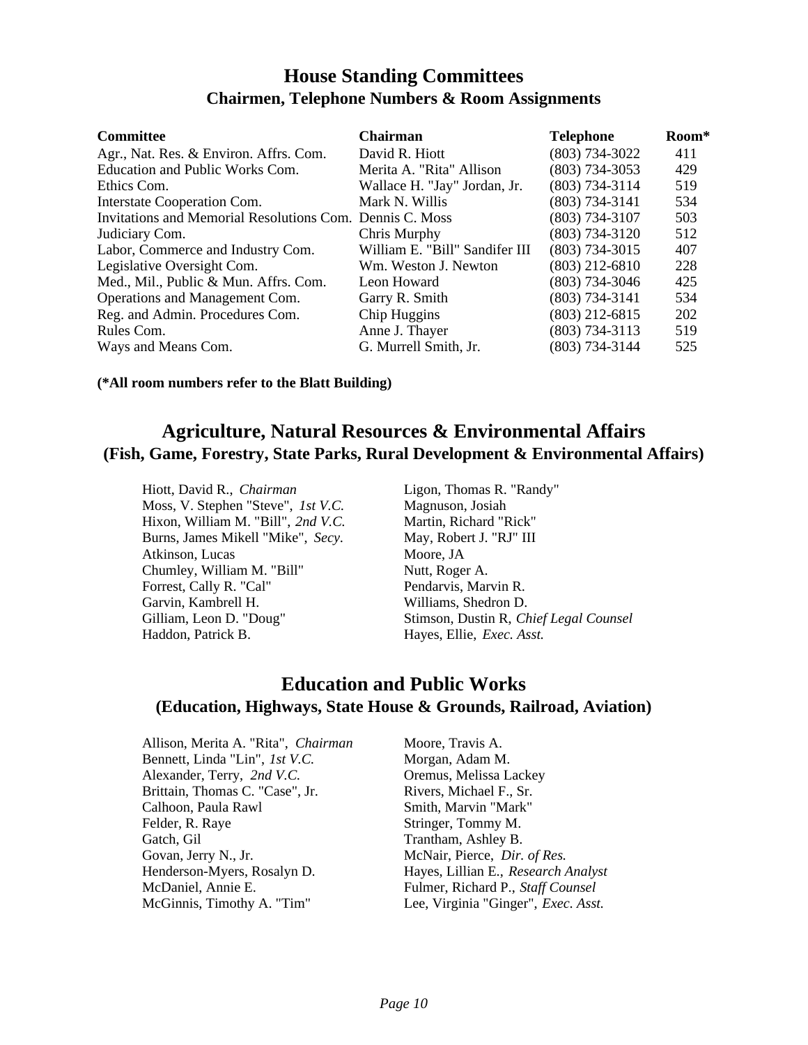# House Standing Committees

## Chairmen, Telephone Numbers & Room Assignments

| Committee | Chairman | Telephone | Room* |
|---|---|---|---|
| Agr., Nat. Res. & Environ. Affrs. Com. | David R. Hiott | (803) 734-3022 | 411 |
| Education and Public Works Com. | Merita A. "Rita" Allison | (803) 734-3053 | 429 |
| Ethics Com. | Wallace H. "Jay" Jordan, Jr. | (803) 734-3114 | 519 |
| Interstate Cooperation Com. | Mark N. Willis | (803) 734-3141 | 534 |
| Invitations and Memorial Resolutions Com. | Dennis C. Moss | (803) 734-3107 | 503 |
| Judiciary Com. | Chris Murphy | (803) 734-3120 | 512 |
| Labor, Commerce and Industry Com. | William E. "Bill" Sandifer III | (803) 734-3015 | 407 |
| Legislative Oversight Com. | Wm. Weston J. Newton | (803) 212-6810 | 228 |
| Med., Mil., Public & Mun. Affrs. Com. | Leon Howard | (803) 734-3046 | 425 |
| Operations and Management Com. | Garry R. Smith | (803) 734-3141 | 534 |
| Reg. and Admin. Procedures Com. | Chip Huggins | (803) 212-6815 | 202 |
| Rules Com. | Anne J. Thayer | (803) 734-3113 | 519 |
| Ways and Means Com. | G. Murrell Smith, Jr. | (803) 734-3144 | 525 |

**(*All room numbers refer to the Blatt Building)**

## Agriculture, Natural Resources & Environmental Affairs

### (Fish, Game, Forestry, State Parks, Rural Development & Environmental Affairs)

Hiott, David R., *Chairman*
Moss, V. Stephen "Steve", *1st V.C.*
Hixon, William M. "Bill", *2nd V.C.*
Burns, James Mikell "Mike", *Secy.*
Atkinson, Lucas
Chumley, William M. "Bill"
Forrest, Cally R. "Cal"
Garvin, Kambrell H.
Gilliam, Leon D. "Doug"
Haddon, Patrick B.
Ligon, Thomas R. "Randy"
Magnuson, Josiah
Martin, Richard "Rick"
May, Robert J. "RJ" III
Moore, JA
Nutt, Roger A.
Pendarvis, Marvin R.
Williams, Shedron D.
Stimson, Dustin R, *Chief Legal Counsel*
Hayes, Ellie, *Exec. Asst.*

## Education and Public Works

### (Education, Highways, State House & Grounds, Railroad, Aviation)

Allison, Merita A. "Rita", *Chairman*
Bennett, Linda "Lin", *1st V.C.*
Alexander, Terry, *2nd V.C.*
Brittain, Thomas C. "Case", Jr.
Calhoon, Paula Rawl
Felder, R. Raye
Gatch, Gil
Govan, Jerry N., Jr.
Henderson-Myers, Rosalyn D.
McDaniel, Annie E.
McGinnis, Timothy A. "Tim"
Moore, Travis A.
Morgan, Adam M.
Oremus, Melissa Lackey
Rivers, Michael F., Sr.
Smith, Marvin "Mark"
Stringer, Tommy M.
Trantham, Ashley B.
McNair, Pierce, *Dir. of Res.*
Hayes, Lillian E., *Research Analyst*
Fulmer, Richard P., *Staff Counsel*
Lee, Virginia "Ginger", *Exec. Asst.*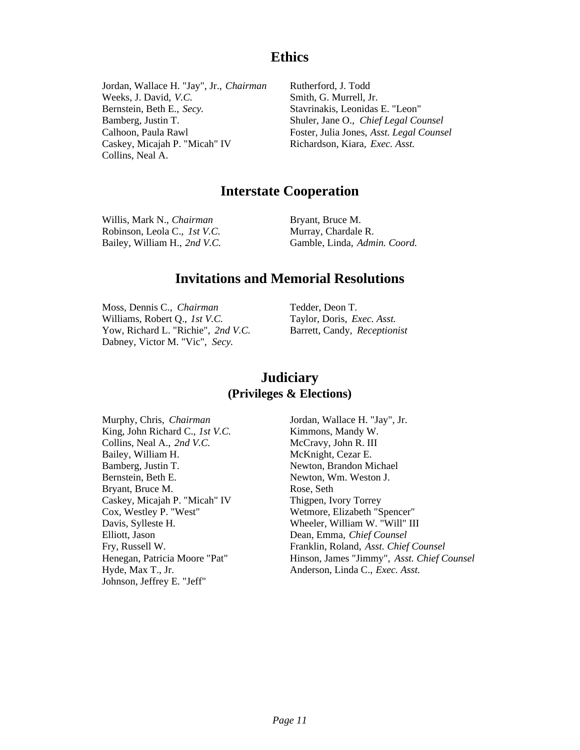## Ethics

Jordan, Wallace H. "Jay", Jr., *Chairman*
Weeks, J. David, *V.C.*
Bernstein, Beth E., *Secy.*
Bamberg, Justin T.
Calhoon, Paula Rawl
Caskey, Micajah P. "Micah" IV
Collins, Neal A.
Rutherford, J. Todd
Smith, G. Murrell, Jr.
Stavrinakis, Leonidas E. "Leon"
Shuler, Jane O., *Chief Legal Counsel*
Foster, Julia Jones, *Asst. Legal Counsel*
Richardson, Kiara, *Exec. Asst.*

## Interstate Cooperation

Willis, Mark N., *Chairman*
Robinson, Leola C., *1st V.C.*
Bailey, William H., *2nd V.C.*
Bryant, Bruce M.
Murray, Chardale R.
Gamble, Linda, *Admin. Coord.*

## Invitations and Memorial Resolutions

Moss, Dennis C., *Chairman*
Williams, Robert Q., *1st V.C.*
Yow, Richard L. "Richie", *2nd V.C.*
Dabney, Victor M. "Vic", *Secy.*
Tedder, Deon T.
Taylor, Doris, *Exec. Asst.*
Barrett, Candy, *Receptionist*

## Judiciary
### (Privileges & Elections)

Murphy, Chris, *Chairman*
King, John Richard C., *1st V.C.*
Collins, Neal A., *2nd V.C.*
Bailey, William H.
Bamberg, Justin T.
Bernstein, Beth E.
Bryant, Bruce M.
Caskey, Micajah P. "Micah" IV
Cox, Westley P. "West"
Davis, Sylleste H.
Elliott, Jason
Fry, Russell W.
Henegan, Patricia Moore "Pat"
Hyde, Max T., Jr.
Johnson, Jeffrey E. "Jeff"
Jordan, Wallace H. "Jay", Jr.
Kimmons, Mandy W.
McCravy, John R. III
McKnight, Cezar E.
Newton, Brandon Michael
Newton, Wm. Weston J.
Rose, Seth
Thigpen, Ivory Torrey
Wetmore, Elizabeth "Spencer"
Wheeler, William W. "Will" III
Dean, Emma, *Chief Counsel*
Franklin, Roland, *Asst. Chief Counsel*
Hinson, James "Jimmy", *Asst. Chief Counsel*
Anderson, Linda C., *Exec. Asst.*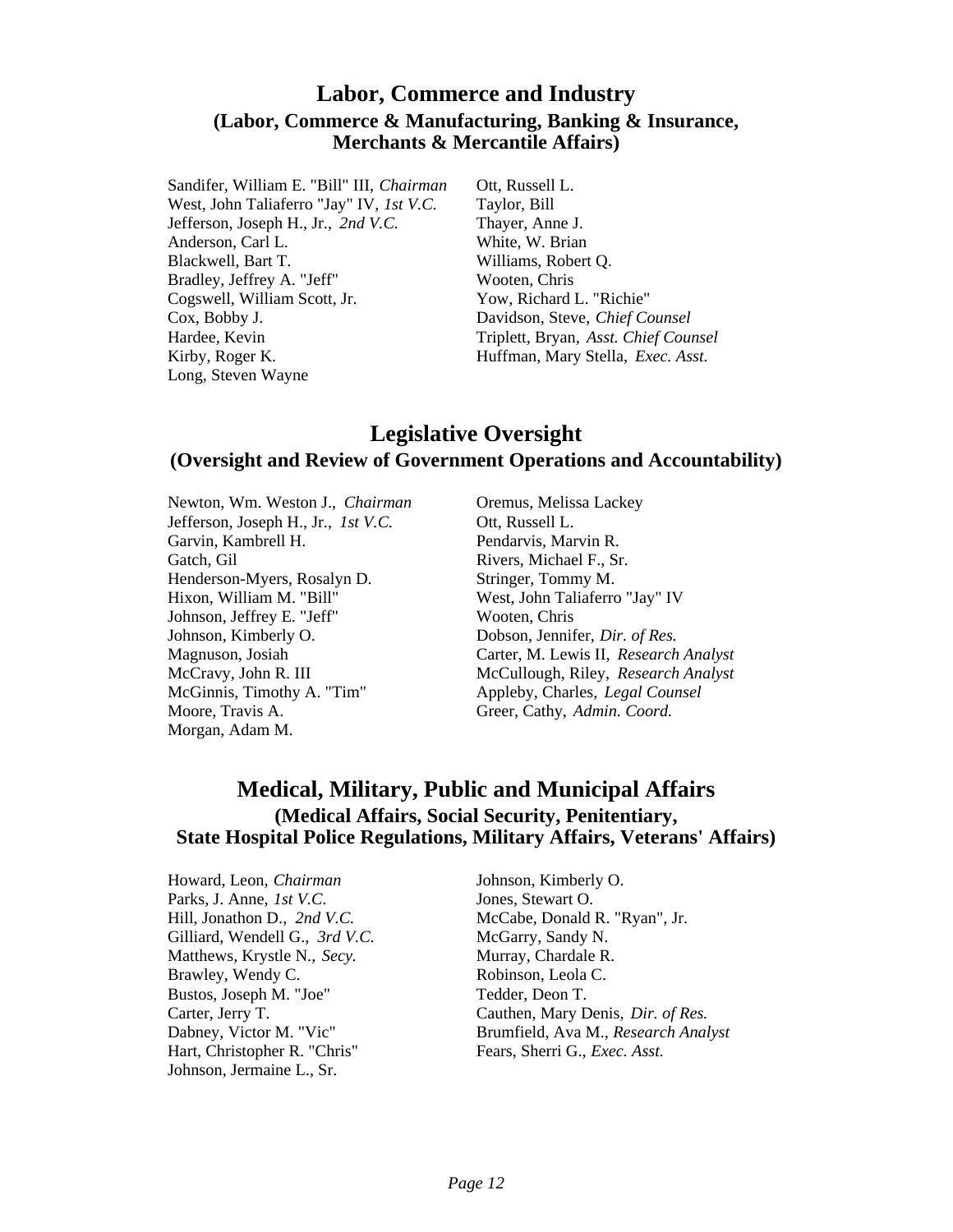## Labor, Commerce and Industry

### (Labor, Commerce & Manufacturing, Banking & Insurance, Merchants & Mercantile Affairs)

Sandifer, William E. "Bill" III, *Chairman*
West, John Taliaferro "Jay" IV, *1st V.C.*
Jefferson, Joseph H., Jr., *2nd V.C.*
Anderson, Carl L.
Blackwell, Bart T.
Bradley, Jeffrey A. "Jeff"
Cogswell, William Scott, Jr.
Cox, Bobby J.
Hardee, Kevin
Kirby, Roger K.
Long, Steven Wayne
Ott, Russell L.
Taylor, Bill
Thayer, Anne J.
White, W. Brian
Williams, Robert Q.
Wooten, Chris
Yow, Richard L. "Richie"
Davidson, Steve, *Chief Counsel*
Triplett, Bryan, *Asst. Chief Counsel*
Huffman, Mary Stella, *Exec. Asst.*

## Legislative Oversight

### (Oversight and Review of Government Operations and Accountability)

Newton, Wm. Weston J., *Chairman*
Jefferson, Joseph H., Jr., *1st V.C.*
Garvin, Kambrell H.
Gatch, Gil
Henderson-Myers, Rosalyn D.
Hixon, William M. "Bill"
Johnson, Jeffrey E. "Jeff"
Johnson, Kimberly O.
Magnuson, Josiah
McCravy, John R. III
McGinnis, Timothy A. "Tim"
Moore, Travis A.
Morgan, Adam M.
Oremus, Melissa Lackey
Ott, Russell L.
Pendarvis, Marvin R.
Rivers, Michael F., Sr.
Stringer, Tommy M.
West, John Taliaferro "Jay" IV
Wooten, Chris
Dobson, Jennifer, *Dir. of Res.*
Carter, M. Lewis II, *Research Analyst*
McCullough, Riley, *Research Analyst*
Appleby, Charles, *Legal Counsel*
Greer, Cathy, *Admin. Coord.*

## Medical, Military, Public and Municipal Affairs

### (Medical Affairs, Social Security, Penitentiary, State Hospital Police Regulations, Military Affairs, Veterans' Affairs)

Howard, Leon, *Chairman*
Parks, J. Anne, *1st V.C.*
Hill, Jonathon D., *2nd V.C.*
Gilliard, Wendell G., *3rd V.C.*
Matthews, Krystle N., *Secy.*
Brawley, Wendy C.
Bustos, Joseph M. "Joe"
Carter, Jerry T.
Dabney, Victor M. "Vic"
Hart, Christopher R. "Chris"
Johnson, Jermaine L., Sr.
Johnson, Kimberly O.
Jones, Stewart O.
McCabe, Donald R. "Ryan", Jr.
McGarry, Sandy N.
Murray, Chardale R.
Robinson, Leola C.
Tedder, Deon T.
Cauthen, Mary Denis, *Dir. of Res.*
Brumfield, Ava M., *Research Analyst*
Fears, Sherri G., *Exec. Asst.*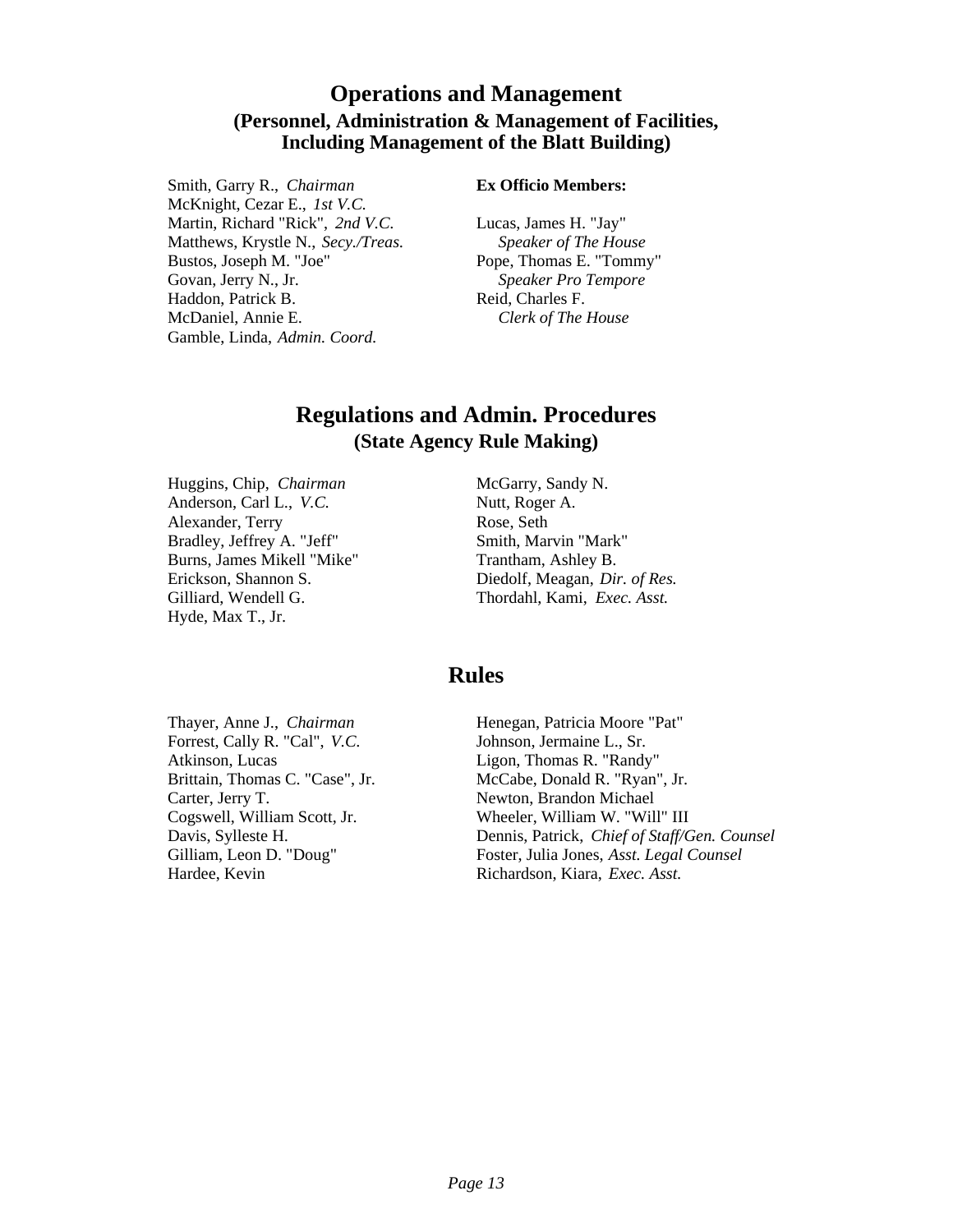## Operations and Management

### (Personnel, Administration & Management of Facilities, Including Management of the Blatt Building)

Smith, Garry R., *Chairman*
McKnight, Cezar E., *1st V.C.*
Martin, Richard "Rick", *2nd V.C.*
Matthews, Krystle N., *Secy./Treas.*
Bustos, Joseph M. "Joe"
Govan, Jerry N., Jr.
Haddon, Patrick B.
McDaniel, Annie E.
Gamble, Linda, *Admin. Coord.*

**Ex Officio Members:**

Lucas, James H. "Jay"
*Speaker of The House*
Pope, Thomas E. "Tommy"
*Speaker Pro Tempore*
Reid, Charles F.
*Clerk of The House*

## Regulations and Admin. Procedures

### (State Agency Rule Making)

Huggins, Chip, *Chairman*
Anderson, Carl L., *V.C.*
Alexander, Terry
Bradley, Jeffrey A. "Jeff"
Burns, James Mikell "Mike"
Erickson, Shannon S.
Gilliard, Wendell G.
Hyde, Max T., Jr.
McGarry, Sandy N.
Nutt, Roger A.
Rose, Seth
Smith, Marvin "Mark"
Trantham, Ashley B.
Diedolf, Meagan, *Dir. of Res.*
Thordahl, Kami, *Exec. Asst.*

## Rules

Thayer, Anne J., *Chairman*
Forrest, Cally R. "Cal", *V.C.*
Atkinson, Lucas
Brittain, Thomas C. "Case", Jr.
Carter, Jerry T.
Cogswell, William Scott, Jr.
Davis, Sylleste H.
Gilliam, Leon D. "Doug"
Hardee, Kevin
Henegan, Patricia Moore "Pat"
Johnson, Jermaine L., Sr.
Ligon, Thomas R. "Randy"
McCabe, Donald R. "Ryan", Jr.
Newton, Brandon Michael
Wheeler, William W. "Will" III
Dennis, Patrick, *Chief of Staff/Gen. Counsel*
Foster, Julia Jones, *Asst. Legal Counsel*
Richardson, Kiara, *Exec. Asst.*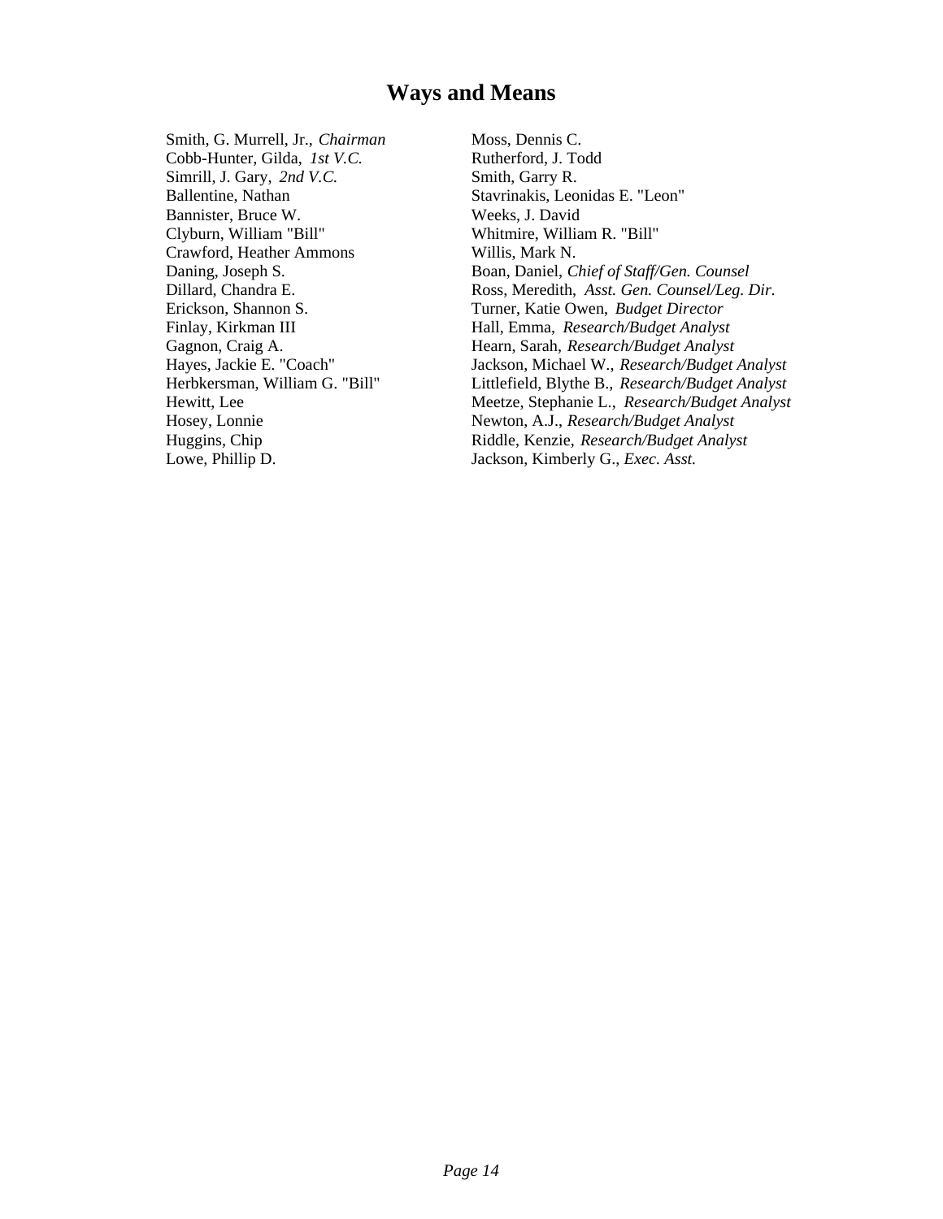# Ways and Means

Smith, G. Murrell, Jr., *Chairman*
Cobb-Hunter, Gilda, *1st V.C.*
Simrill, J. Gary, *2nd V.C.*
Ballentine, Nathan
Bannister, Bruce W.
Clyburn, William "Bill"
Crawford, Heather Ammons
Daning, Joseph S.
Dillard, Chandra E.
Erickson, Shannon S.
Finlay, Kirkman III
Gagnon, Craig A.
Hayes, Jackie E. "Coach"
Herbkersman, William G. "Bill"
Hewitt, Lee
Hosey, Lonnie
Huggins, Chip
Lowe, Phillip D.
Moss, Dennis C.
Rutherford, J. Todd
Smith, Garry R.
Stavrinakis, Leonidas E. "Leon"
Weeks, J. David
Whitmire, William R. "Bill"
Willis, Mark N.
Boan, Daniel, *Chief of Staff/Gen. Counsel*
Ross, Meredith, *Asst. Gen. Counsel/Leg. Dir.*
Turner, Katie Owen, *Budget Director*
Hall, Emma, *Research/Budget Analyst*
Hearn, Sarah, *Research/Budget Analyst*
Jackson, Michael W., *Research/Budget Analyst*
Littlefield, Blythe B., *Research/Budget Analyst*
Meetze, Stephanie L., *Research/Budget Analyst*
Newton, A.J., *Research/Budget Analyst*
Riddle, Kenzie, *Research/Budget Analyst*
Jackson, Kimberly G., *Exec. Asst.*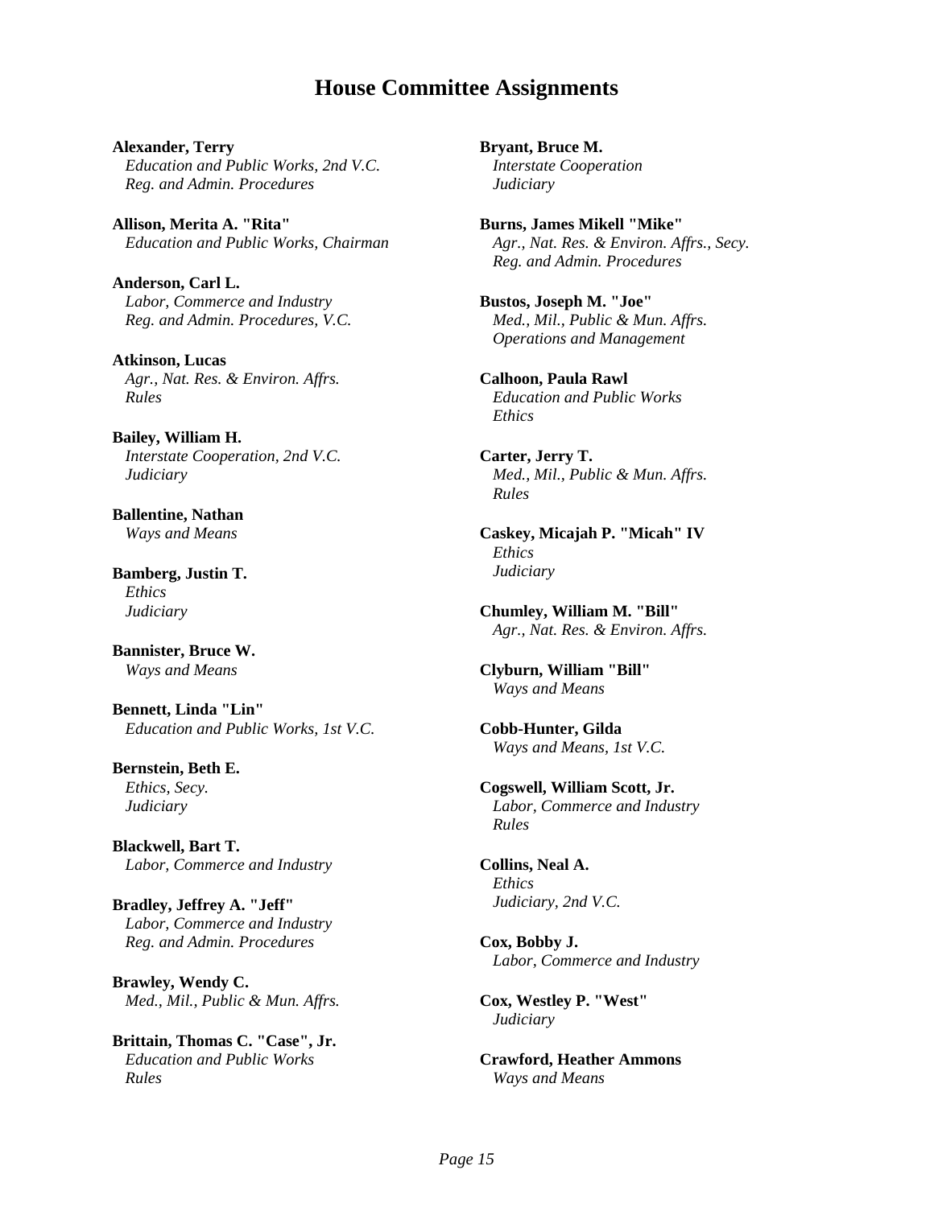# House Committee Assignments

**Alexander, Terry**
*Education and Public Works, 2nd V.C.*
*Reg. and Admin. Procedures*

**Allison, Merita A. "Rita"**
*Education and Public Works, Chairman*

**Anderson, Carl L.**
*Labor, Commerce and Industry*
*Reg. and Admin. Procedures, V.C.*

**Atkinson, Lucas**
*Agr., Nat. Res. & Environ. Affrs.*
*Rules*

**Bailey, William H.**
*Interstate Cooperation, 2nd V.C.*
*Judiciary*

**Ballentine, Nathan**
*Ways and Means*

**Bamberg, Justin T.**
*Ethics*
*Judiciary*

**Bannister, Bruce W.**
*Ways and Means*

**Bennett, Linda "Lin"**
*Education and Public Works, 1st V.C.*

**Bernstein, Beth E.**
*Ethics, Secy.*
*Judiciary*

**Blackwell, Bart T.**
*Labor, Commerce and Industry*

**Bradley, Jeffrey A. "Jeff"**
*Labor, Commerce and Industry*
*Reg. and Admin. Procedures*

**Brawley, Wendy C.**
*Med., Mil., Public & Mun. Affrs.*

**Brittain, Thomas C. "Case", Jr.**
*Education and Public Works*
*Rules*

**Bryant, Bruce M.**
*Interstate Cooperation*
*Judiciary*

**Burns, James Mikell "Mike"**
*Agr., Nat. Res. & Environ. Affrs., Secy.*
*Reg. and Admin. Procedures*

**Bustos, Joseph M. "Joe"**
*Med., Mil., Public & Mun. Affrs.*
*Operations and Management*

**Calhoon, Paula Rawl**
*Education and Public Works*
*Ethics*

**Carter, Jerry T.**
*Med., Mil., Public & Mun. Affrs.*
*Rules*

**Caskey, Micajah P. "Micah" IV**
*Ethics*
*Judiciary*

**Chumley, William M. "Bill"**
*Agr., Nat. Res. & Environ. Affrs.*

**Clyburn, William "Bill"**
*Ways and Means*

**Cobb-Hunter, Gilda**
*Ways and Means, 1st V.C.*

**Cogswell, William Scott, Jr.**
*Labor, Commerce and Industry*
*Rules*

**Collins, Neal A.**
*Ethics*
*Judiciary, 2nd V.C.*

**Cox, Bobby J.**
*Labor, Commerce and Industry*

**Cox, Westley P. "West"**
*Judiciary*

**Crawford, Heather Ammons**
*Ways and Means*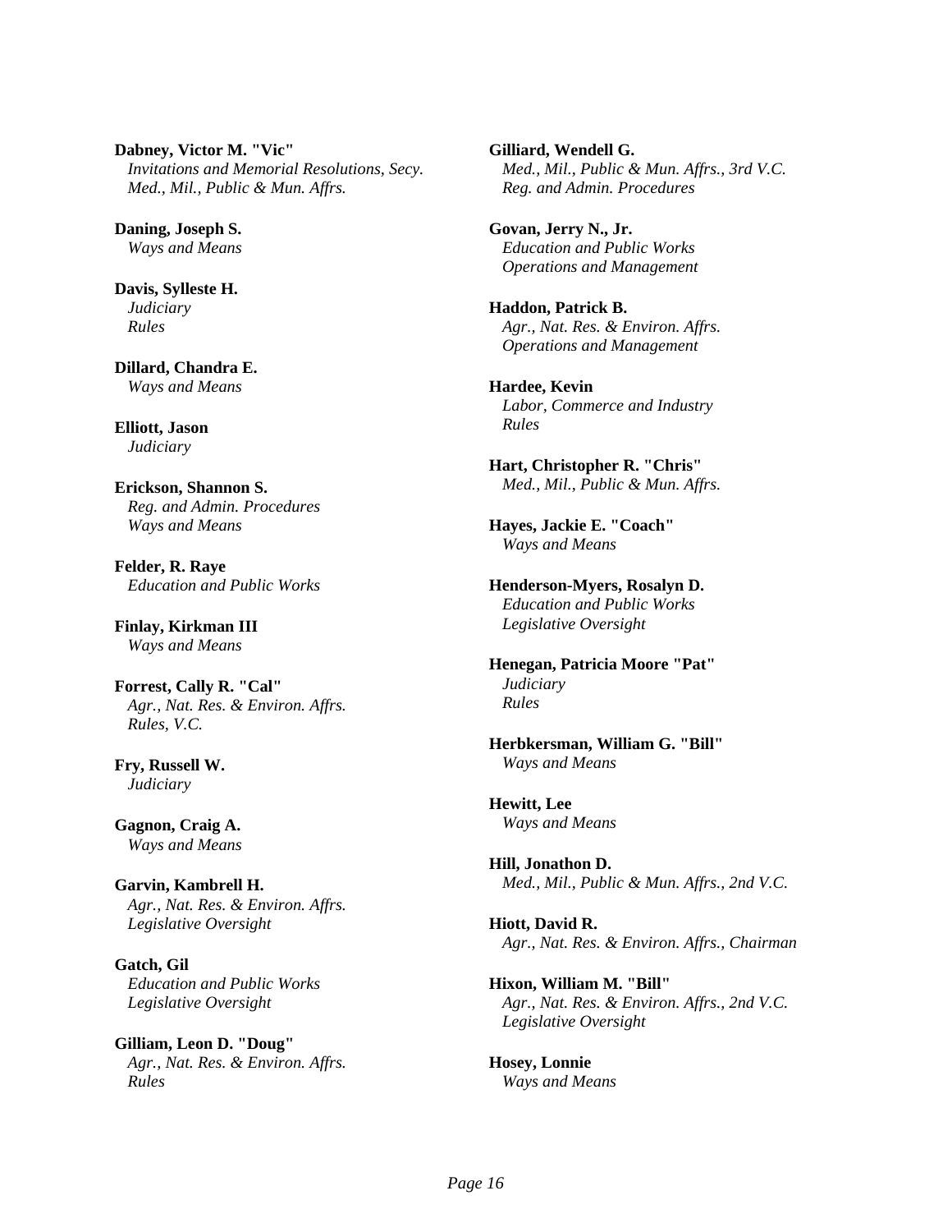**Dabney, Victor M. "Vic"**
*Invitations and Memorial Resolutions, Secy.*
*Med., Mil., Public & Mun. Affrs.*

**Daning, Joseph S.**
*Ways and Means*

**Davis, Sylleste H.**
*Judiciary*
*Rules*

**Dillard, Chandra E.**
*Ways and Means*

**Elliott, Jason**
*Judiciary*

**Erickson, Shannon S.**
*Reg. and Admin. Procedures*
*Ways and Means*

**Felder, R. Raye**
*Education and Public Works*

**Finlay, Kirkman III**
*Ways and Means*

**Forrest, Cally R. "Cal"**
*Agr., Nat. Res. & Environ. Affrs.*
*Rules, V.C.*

**Fry, Russell W.**
*Judiciary*

**Gagnon, Craig A.**
*Ways and Means*

**Garvin, Kambrell H.**
*Agr., Nat. Res. & Environ. Affrs.*
*Legislative Oversight*

**Gatch, Gil**
*Education and Public Works*
*Legislative Oversight*

**Gilliam, Leon D. "Doug"**
*Agr., Nat. Res. & Environ. Affrs.*
*Rules*

**Gilliard, Wendell G.**
*Med., Mil., Public & Mun. Affrs., 3rd V.C.*
*Reg. and Admin. Procedures*

**Govan, Jerry N., Jr.**
*Education and Public Works*
*Operations and Management*

**Haddon, Patrick B.**
*Agr., Nat. Res. & Environ. Affrs.*
*Operations and Management*

**Hardee, Kevin**
*Labor, Commerce and Industry*
*Rules*

**Hart, Christopher R. "Chris"**
*Med., Mil., Public & Mun. Affrs.*

**Hayes, Jackie E. "Coach"**
*Ways and Means*

**Henderson-Myers, Rosalyn D.**
*Education and Public Works*
*Legislative Oversight*

**Henegan, Patricia Moore "Pat"**
*Judiciary*
*Rules*

**Herbkersman, William G. "Bill"**
*Ways and Means*

**Hewitt, Lee**
*Ways and Means*

**Hill, Jonathon D.**
*Med., Mil., Public & Mun. Affrs., 2nd V.C.*

**Hiott, David R.**
*Agr., Nat. Res. & Environ. Affrs., Chairman*

**Hixon, William M. "Bill"**
*Agr., Nat. Res. & Environ. Affrs., 2nd V.C.*
*Legislative Oversight*

**Hosey, Lonnie**
*Ways and Means*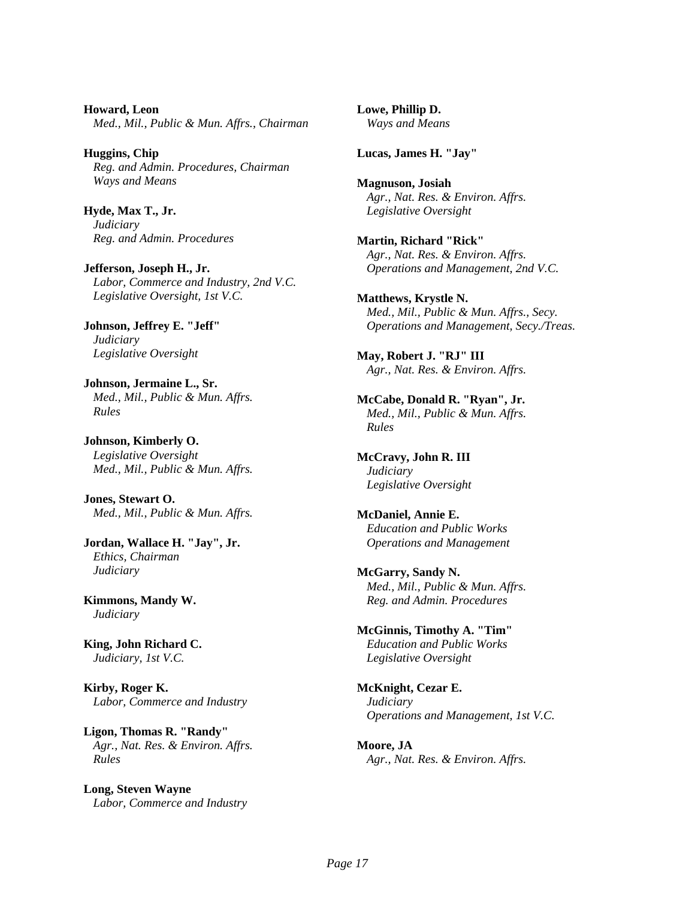**Howard, Leon**
*Med., Mil., Public & Mun. Affrs., Chairman*

**Huggins, Chip**
*Reg. and Admin. Procedures, Chairman*
*Ways and Means*

**Hyde, Max T., Jr.**
*Judiciary*
*Reg. and Admin. Procedures*

**Jefferson, Joseph H., Jr.**
*Labor, Commerce and Industry, 2nd V.C.*
*Legislative Oversight, 1st V.C.*

**Johnson, Jeffrey E. "Jeff"**
*Judiciary*
*Legislative Oversight*

**Johnson, Jermaine L., Sr.**
*Med., Mil., Public & Mun. Affrs.*
*Rules*

**Johnson, Kimberly O.**
*Legislative Oversight*
*Med., Mil., Public & Mun. Affrs.*

**Jones, Stewart O.**
*Med., Mil., Public & Mun. Affrs.*

**Jordan, Wallace H. "Jay", Jr.**
*Ethics, Chairman*
*Judiciary*

**Kimmons, Mandy W.**
*Judiciary*

**King, John Richard C.**
*Judiciary, 1st V.C.*

**Kirby, Roger K.**
*Labor, Commerce and Industry*

**Ligon, Thomas R. "Randy"**
*Agr., Nat. Res. & Environ. Affrs.*
*Rules*

**Long, Steven Wayne**
*Labor, Commerce and Industry*

**Lowe, Phillip D.**
*Ways and Means*

**Lucas, James H. "Jay"**

**Magnuson, Josiah**
*Agr., Nat. Res. & Environ. Affrs.*
*Legislative Oversight*

**Martin, Richard "Rick"**
*Agr., Nat. Res. & Environ. Affrs.*
*Operations and Management, 2nd V.C.*

**Matthews, Krystle N.**
*Med., Mil., Public & Mun. Affrs., Secy.*
*Operations and Management, Secy./Treas.*

**May, Robert J. "RJ" III**
*Agr., Nat. Res. & Environ. Affrs.*

**McCabe, Donald R. "Ryan", Jr.**
*Med., Mil., Public & Mun. Affrs.*
*Rules*

**McCravy, John R. III**
*Judiciary*
*Legislative Oversight*

**McDaniel, Annie E.**
*Education and Public Works*
*Operations and Management*

**McGarry, Sandy N.**
*Med., Mil., Public & Mun. Affrs.*
*Reg. and Admin. Procedures*

**McGinnis, Timothy A. "Tim"**
*Education and Public Works*
*Legislative Oversight*

**McKnight, Cezar E.**
*Judiciary*
*Operations and Management, 1st V.C.*

**Moore, JA**
*Agr., Nat. Res. & Environ. Affrs.*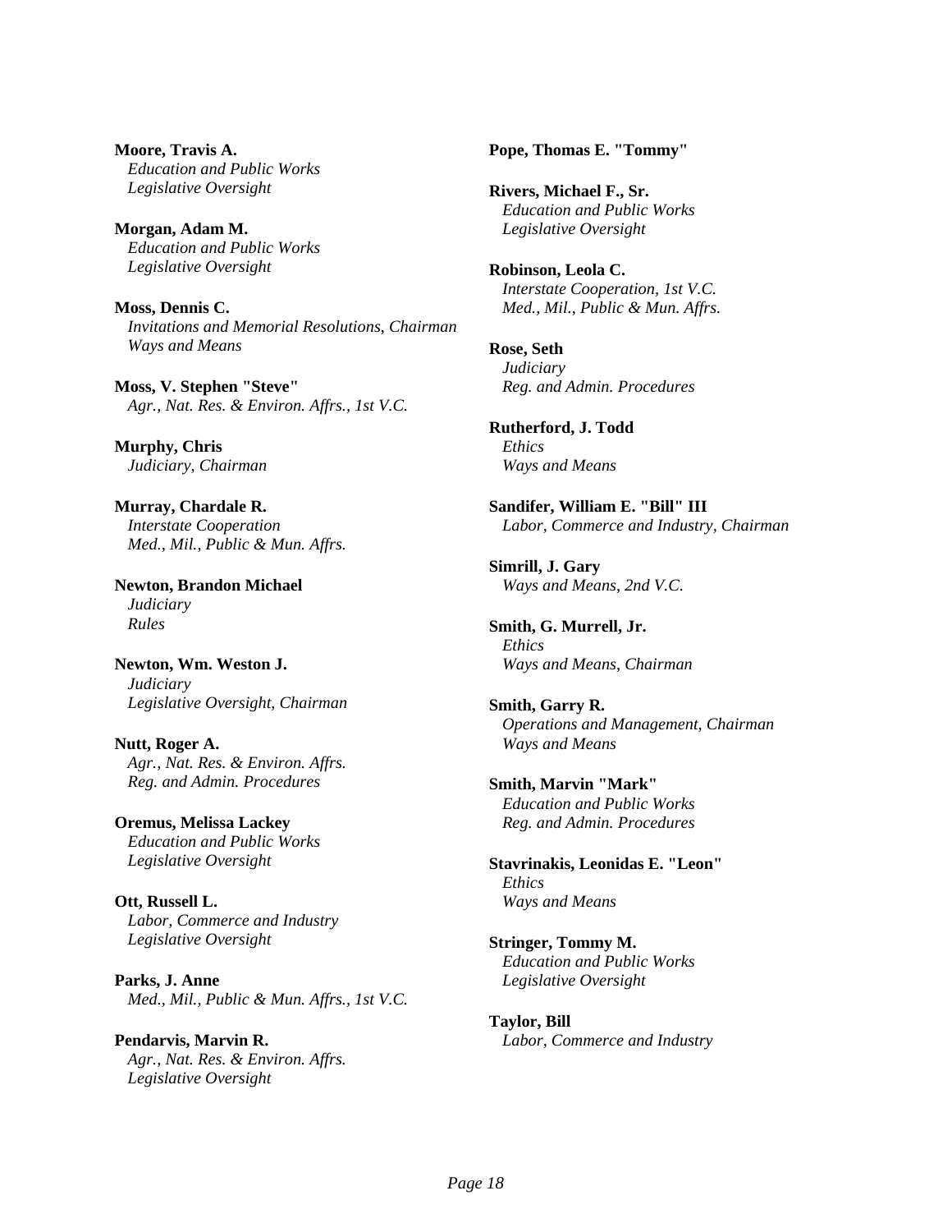**Moore, Travis A.**
*Education and Public Works*
*Legislative Oversight*

**Morgan, Adam M.**
*Education and Public Works*
*Legislative Oversight*

**Moss, Dennis C.**
*Invitations and Memorial Resolutions, Chairman*
*Ways and Means*

**Moss, V. Stephen "Steve"**
*Agr., Nat. Res. & Environ. Affrs., 1st V.C.*

**Murphy, Chris**
*Judiciary, Chairman*

**Murray, Chardale R.**
*Interstate Cooperation*
*Med., Mil., Public & Mun. Affrs.*

**Newton, Brandon Michael**
*Judiciary*
*Rules*

**Newton, Wm. Weston J.**
*Judiciary*
*Legislative Oversight, Chairman*

**Nutt, Roger A.**
*Agr., Nat. Res. & Environ. Affrs.*
*Reg. and Admin. Procedures*

**Oremus, Melissa Lackey**
*Education and Public Works*
*Legislative Oversight*

**Ott, Russell L.**
*Labor, Commerce and Industry*
*Legislative Oversight*

**Parks, J. Anne**
*Med., Mil., Public & Mun. Affrs., 1st V.C.*

**Pendarvis, Marvin R.**
*Agr., Nat. Res. & Environ. Affrs.*
*Legislative Oversight*

**Pope, Thomas E. "Tommy"**

**Rivers, Michael F., Sr.**
*Education and Public Works*
*Legislative Oversight*

**Robinson, Leola C.**
*Interstate Cooperation, 1st V.C.*
*Med., Mil., Public & Mun. Affrs.*

**Rose, Seth**
*Judiciary*
*Reg. and Admin. Procedures*

**Rutherford, J. Todd**
*Ethics*
*Ways and Means*

**Sandifer, William E. "Bill" III**
*Labor, Commerce and Industry, Chairman*

**Simrill, J. Gary**
*Ways and Means, 2nd V.C.*

**Smith, G. Murrell, Jr.**
*Ethics*
*Ways and Means, Chairman*

**Smith, Garry R.**
*Operations and Management, Chairman*
*Ways and Means*

**Smith, Marvin "Mark"**
*Education and Public Works*
*Reg. and Admin. Procedures*

**Stavrinakis, Leonidas E. "Leon"**
*Ethics*
*Ways and Means*

**Stringer, Tommy M.**
*Education and Public Works*
*Legislative Oversight*

**Taylor, Bill**
*Labor, Commerce and Industry*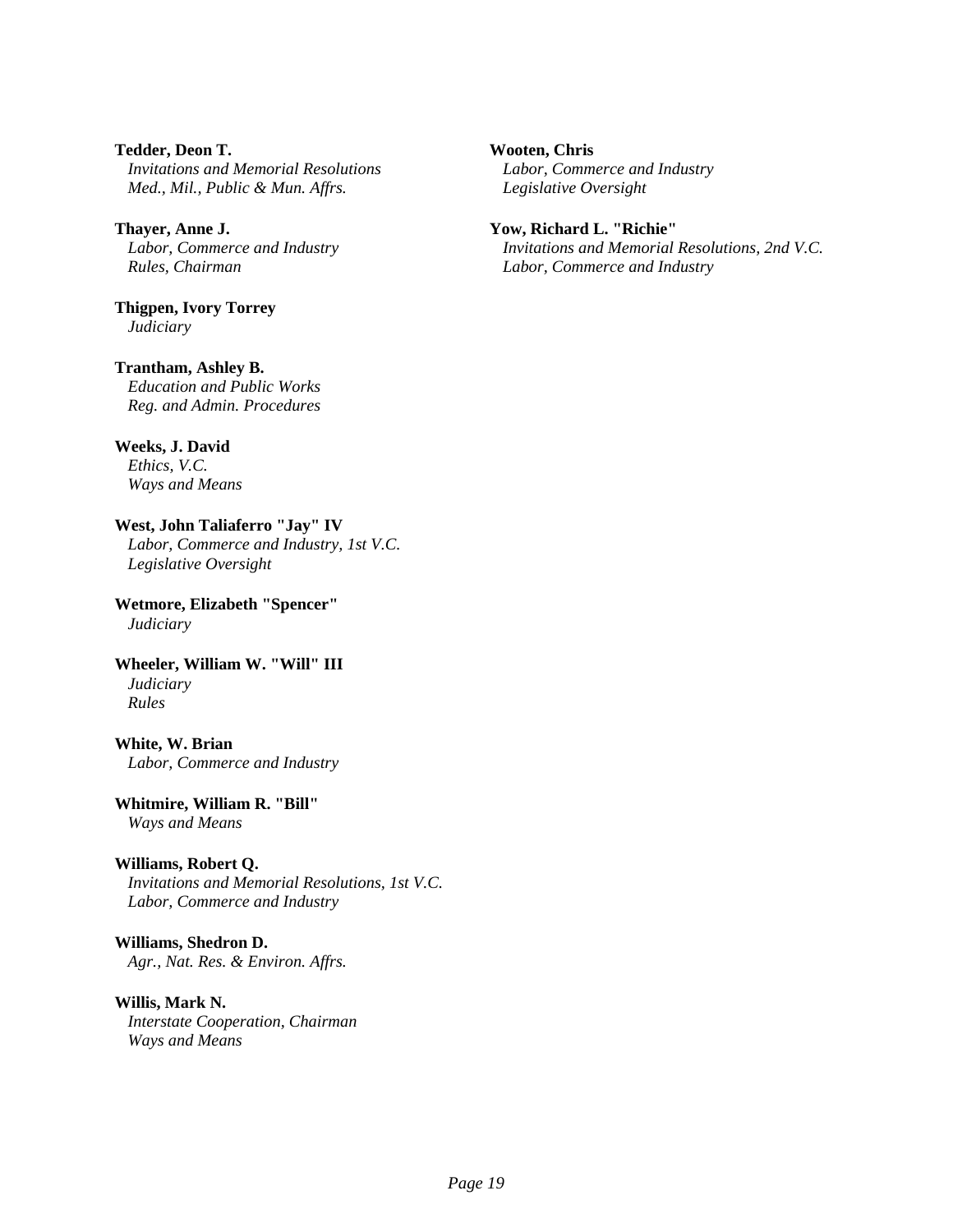**Tedder, Deon T.**
*Invitations and Memorial Resolutions*
*Med., Mil., Public & Mun. Affrs.*

**Thayer, Anne J.**
*Labor, Commerce and Industry*
*Rules, Chairman*

**Thigpen, Ivory Torrey**
*Judiciary*

**Trantham, Ashley B.**
*Education and Public Works*
*Reg. and Admin. Procedures*

**Weeks, J. David**
*Ethics, V.C.*
*Ways and Means*

**West, John Taliaferro "Jay" IV**
*Labor, Commerce and Industry, 1st V.C.*
*Legislative Oversight*

**Wetmore, Elizabeth "Spencer"**
*Judiciary*

**Wheeler, William W. "Will" III**
*Judiciary*
*Rules*

**White, W. Brian**
*Labor, Commerce and Industry*

**Whitmire, William R. "Bill"**
*Ways and Means*

**Williams, Robert Q.**
*Invitations and Memorial Resolutions, 1st V.C.*
*Labor, Commerce and Industry*

**Williams, Shedron D.**
*Agr., Nat. Res. & Environ. Affrs.*

**Willis, Mark N.**
*Interstate Cooperation, Chairman*
*Ways and Means*

**Wooten, Chris**
*Labor, Commerce and Industry*
*Legislative Oversight*

**Yow, Richard L. "Richie"**
*Invitations and Memorial Resolutions, 2nd V.C.*
*Labor, Commerce and Industry*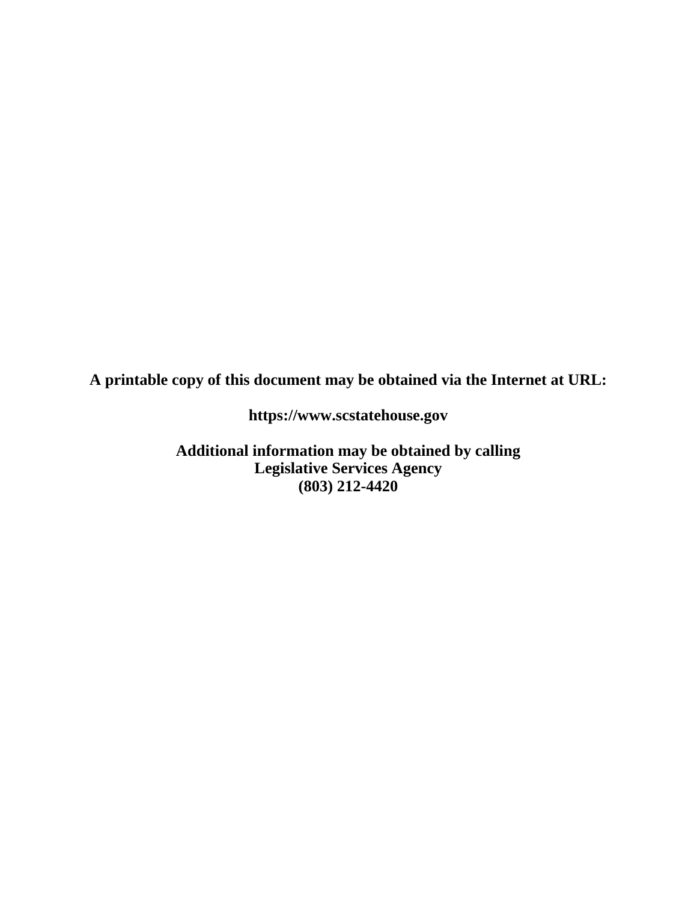**A printable copy of this document may be obtained via the Internet at URL:**

**https://www.scstatehouse.gov**

**Additional information may be obtained by calling**
**Legislative Services Agency**
**(803) 212-4420**